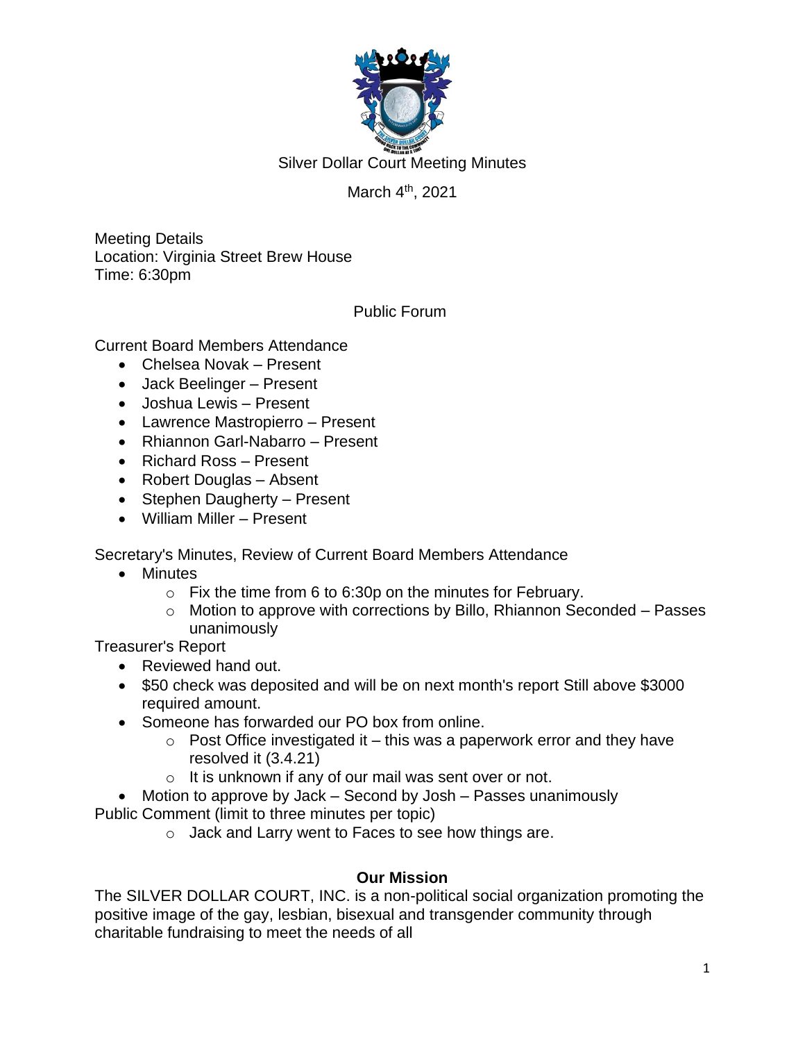Silver Dollar Court Meeting Minutes

March 4th, 2021

Meeting Details
Location: Virginia Street Brew House
Time: 6:30pm

Public Forum

Current Board Members Attendance

- Chelsea Novak – Present
- Jack Beelinger – Present
- Joshua Lewis – Present
- Lawrence Mastropierro – Present
- Rhiannon Garl-Nabarro – Present
- Richard Ross – Present
- Robert Douglas – Absent
- Stephen Daugherty – Present
- William Miller – Present

Secretary's Minutes, Review of Current Board Members Attendance

- Minutes
  - Fix the time from 6 to 6:30p on the minutes for February.
  - Motion to approve with corrections by Billo, Rhiannon Seconded – Passes unanimously

Treasurer's Report

- Reviewed hand out.
- $50 check was deposited and will be on next month's report Still above $3000 required amount.
- Someone has forwarded our PO box from online.
  - Post Office investigated it – this was a paperwork error and they have resolved it (3.4.21)
  - It is unknown if any of our mail was sent over or not.
- Motion to approve by Jack – Second by Josh – Passes unanimously

Public Comment (limit to three minutes per topic)

- Jack and Larry went to Faces to see how things are.

**Our Mission**

The SILVER DOLLAR COURT, INC. is a non-political social organization promoting the positive image of the gay, lesbian, bisexual and transgender community through charitable fundraising to meet the needs of all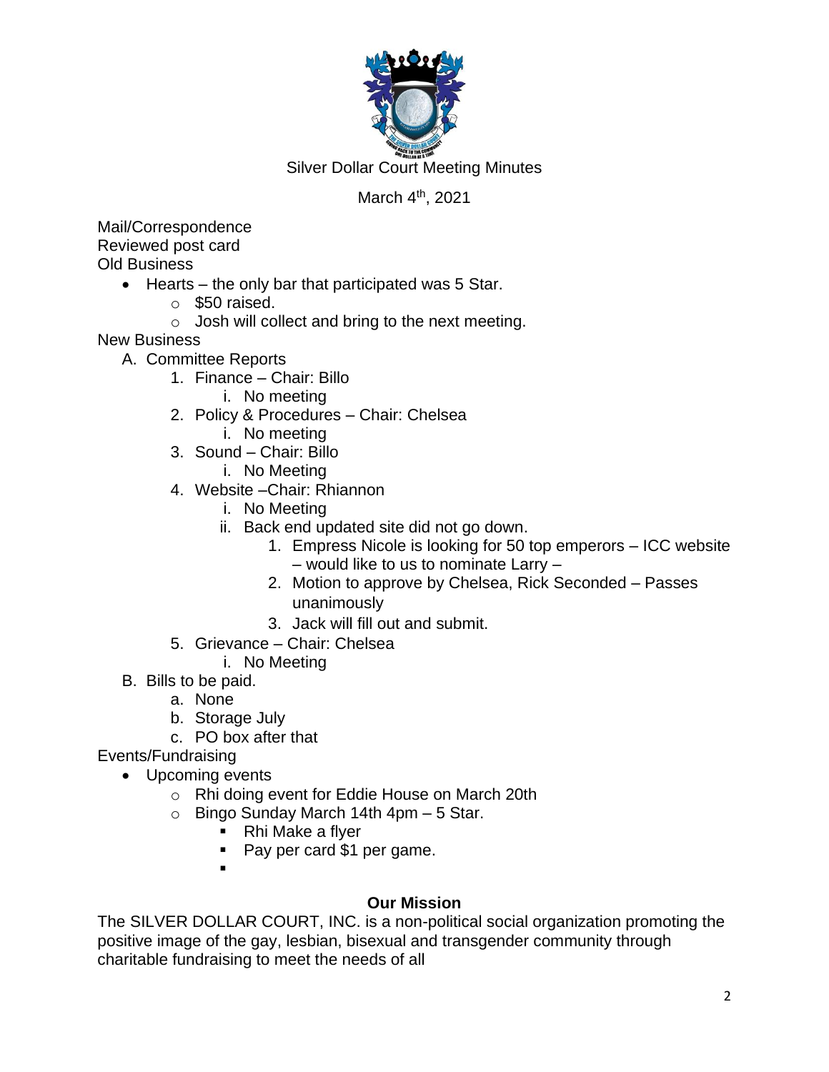Silver Dollar Court Meeting Minutes

March 4th, 2021

Mail/Correspondence

Reviewed post card

Old Business

- Hearts – the only bar that participated was 5 Star.
  - $50 raised.
  - Josh will collect and bring to the next meeting.

New Business

A. Committee Reports
   1. Finance – Chair: Billo
      i. No meeting
   2. Policy & Procedures – Chair: Chelsea
      i. No meeting
   3. Sound – Chair: Billo
      i. No Meeting
   4. Website –Chair: Rhiannon
      i. No Meeting
      ii. Back end updated site did not go down.
         1. Empress Nicole is looking for 50 top emperors – ICC website – would like to us to nominate Larry –
         2. Motion to approve by Chelsea, Rick Seconded – Passes unanimously
         3. Jack will fill out and submit.
   5. Grievance – Chair: Chelsea
      i. No Meeting

B. Bills to be paid.
   a. None
   b. Storage July
   c. PO box after that

Events/Fundraising

- Upcoming events
  - Rhi doing event for Eddie House on March 20th
  - Bingo Sunday March 14th 4pm – 5 Star.
    - Rhi Make a flyer
    - Pay per card $1 per game.

**Our Mission**

The SILVER DOLLAR COURT, INC. is a non-political social organization promoting the positive image of the gay, lesbian, bisexual and transgender community through charitable fundraising to meet the needs of all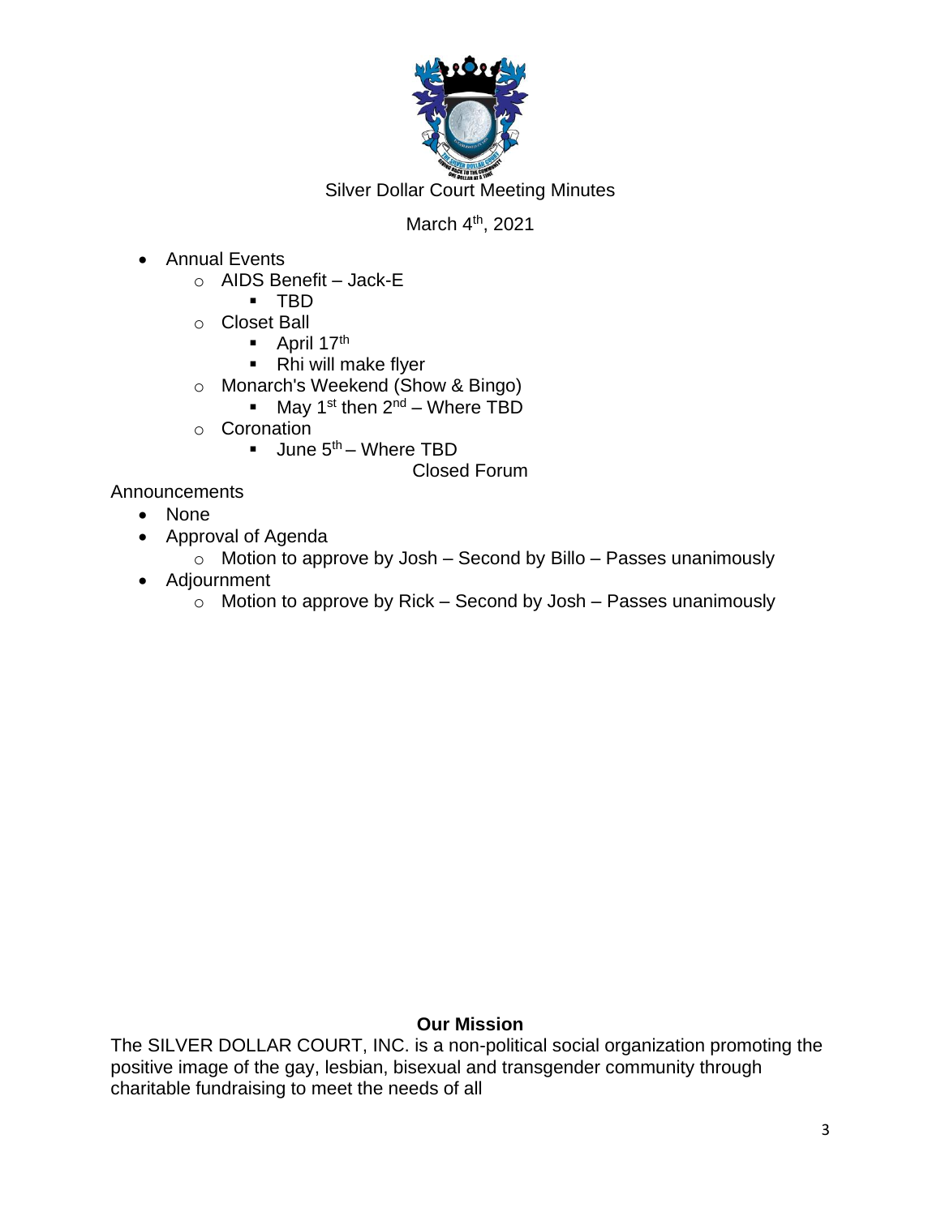Silver Dollar Court Meeting Minutes

March 4th, 2021

- Annual Events
  - AIDS Benefit – Jack-E
    - TBD
  - Closet Ball
    - April 17th
    - Rhi will make flyer
  - Monarch's Weekend (Show & Bingo)
    - May 1st then 2nd – Where TBD
  - Coronation
    - June 5th – Where TBD

Closed Forum

Announcements

- None
- Approval of Agenda
  - Motion to approve by Josh – Second by Billo – Passes unanimously
- Adjournment
  - Motion to approve by Rick – Second by Josh – Passes unanimously

**Our Mission**

The SILVER DOLLAR COURT, INC. is a non-political social organization promoting the positive image of the gay, lesbian, bisexual and transgender community through charitable fundraising to meet the needs of all